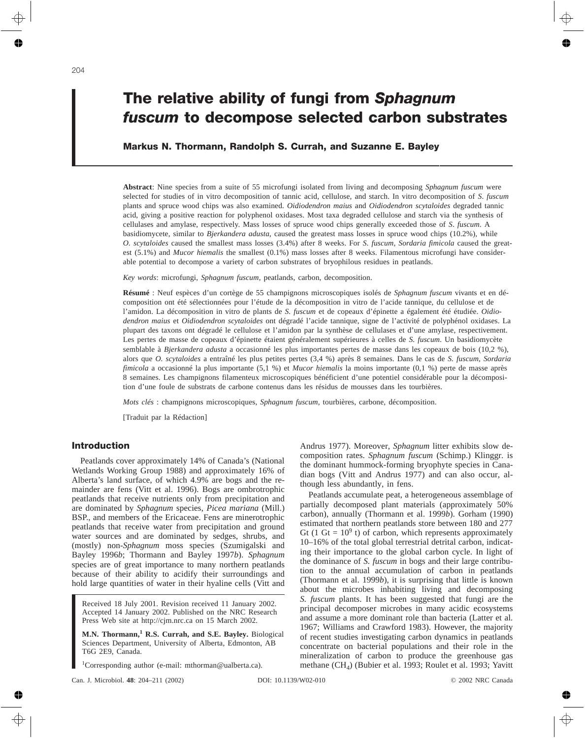# The relative ability of fungi from *Sphagnum fuscum* to decompose selected carbon substrates

**Markus N. Thormann, Randolph S. Currah, and Suzanne E. Bayley**

**Abstract**: Nine species from a suite of 55 microfungi isolated from living and decomposing *Sphagnum fuscum* were selected for studies of in vitro decomposition of tannic acid, cellulose, and starch. In vitro decomposition of *S. fuscum* plants and spruce wood chips was also examined. *Oidiodendron maius* and *Oidiodendron scytaloides* degraded tannic acid, giving a positive reaction for polyphenol oxidases. Most taxa degraded cellulose and starch via the synthesis of cellulases and amylase, respectively. Mass losses of spruce wood chips generally exceeded those of *S. fuscum*. A basidiomycete, similar to *Bjerkandera adusta*, caused the greatest mass losses in spruce wood chips (10.2%), while *O. scytaloides* caused the smallest mass losses (3.4%) after 8 weeks. For *S. fuscum*, *Sordaria fimicola* caused the greatest (5.1%) and *Mucor hiemalis* the smallest (0.1%) mass losses after 8 weeks. Filamentous microfungi have considerable potential to decompose a variety of carbon substrates of bryophilous residues in peatlands.

*Key words*: microfungi, *Sphagnum fuscum*, peatlands, carbon, decomposition.

**Résumé** : Neuf espèces d'un cortège de 55 champignons microscopiques isolés de *Sphagnum fuscum* vivants et en décomposition ont été sélectionnées pour l'étude de la décomposition in vitro de l'acide tannique, du cellulose et de l'amidon. La décomposition in vitro de plants de *S. fuscum* et de copeaux d'épinette a également été étudiée. *Oidiodendron maius* et *Oidiodendron scytaloides* ont dégradé l'acide tannique, signe de l'activité de polyphénol oxidases. La plupart des taxons ont dégradé le cellulose et l'amidon par la synthèse de cellulases et d'une amylase, respectivement. Les pertes de masse de copeaux d'épinette étaient généralement supérieures à celles de *S. fuscum*. Un basidiomycète semblable à *Bjerkandera adusta* a occasionné les plus importantes pertes de masse dans les copeaux de bois (10,2 %), alors que *O. scytaloides* a entraîné les plus petites pertes (3,4 %) après 8 semaines. Dans le cas de *S. fuscum*, *Sordaria fimicola* a occasionné la plus importante (5,1 %) et *Mucor hiemalis* la moins importante (0,1 %) perte de masse après 8 semaines. Les champignons filamenteux microscopiques bénéficient d'une potentiel considérable pour la décomposition d'une foule de substrats de carbone contenus dans les résidus de mousses dans les tourbières.

*Mots clés* : champignons microscopiques, *Sphagnum fuscum*, tourbières, carbone, décomposition.

[Traduit par la Rédaction]

## Introduction

Peatlands cover approximately 14% of Canada's (National Wetlands Working Group 1988) and approximately 16% of Alberta's land surface, of which 4.9% are bogs and the remainder are fens (Vitt et al. 1996). Bogs are ombrotrophic peatlands that receive nutrients only from precipitation and are dominated by *Sphagnum* species, *Picea mariana* (Mill.) BSP., and members of the Ericaceae. Fens are minerotrophic peatlands that receive water from precipitation and ground water sources and are dominated by sedges, shrubs, and (mostly) non-*Sphagnum* moss species (Szumigalski and Bayley 1996*b*; Thormann and Bayley 1997*b*). *Sphagnum* species are of great importance to many northern peatlands because of their ability to acidify their surroundings and hold large quantities of water in their hyaline cells (Vitt and Andrus 1977). Moreover, *Sphagnum* litter exhibits slow decomposition rates. *Sphagnum fuscum* (Schimp.) Klinggr. is the dominant hummock-forming bryophyte species in Canadian bogs (Vitt and Andrus 1977) and can also occur, although less abundantly, in fens.

Peatlands accumulate peat, a heterogeneous assemblage of partially decomposed plant materials (approximately 50% carbon), annually (Thormann et al. 1999*b*). Gorham (1990) estimated that northern peatlands store between 180 and 277 Gt (1 Gt = $10^9$ t) of carbon, which represents approximately 10–16% of the total global terrestrial detrital carbon, indicating their importance to the global carbon cycle. In light of the dominance of *S. fuscum* in bogs and their large contribution to the annual accumulation of carbon in peatlands (Thormann et al. 1999*b*), it is surprising that little is known about the microbes inhabiting living and decomposing *S. fuscum* plants. It has been suggested that fungi are the principal decomposer microbes in many acidic ecosystems and assume a more dominant role than bacteria (Latter et al. 1967; Williams and Crawford 1983). However, the majority of recent studies investigating carbon dynamics in peatlands concentrate on bacterial populations and their role in the mineralization of carbon to produce the greenhouse gas methane ($CH_4$) (Bubier et al. 1993; Roulet et al. 1993; Yavitt

Received 18 July 2001. Revision received 11 January 2002. Accepted 14 January 2002. Published on the NRC Research Press Web site at http://cjm.nrc.ca on 15 March 2002.

**M.N. Thormann,[1] R.S. Currah, and S.E. Bayley.** Biological Sciences Department, University of Alberta, Edmonton, AB T6G 2E9, Canada.

[1]Corresponding author (e-mail: mthorman@ualberta.ca).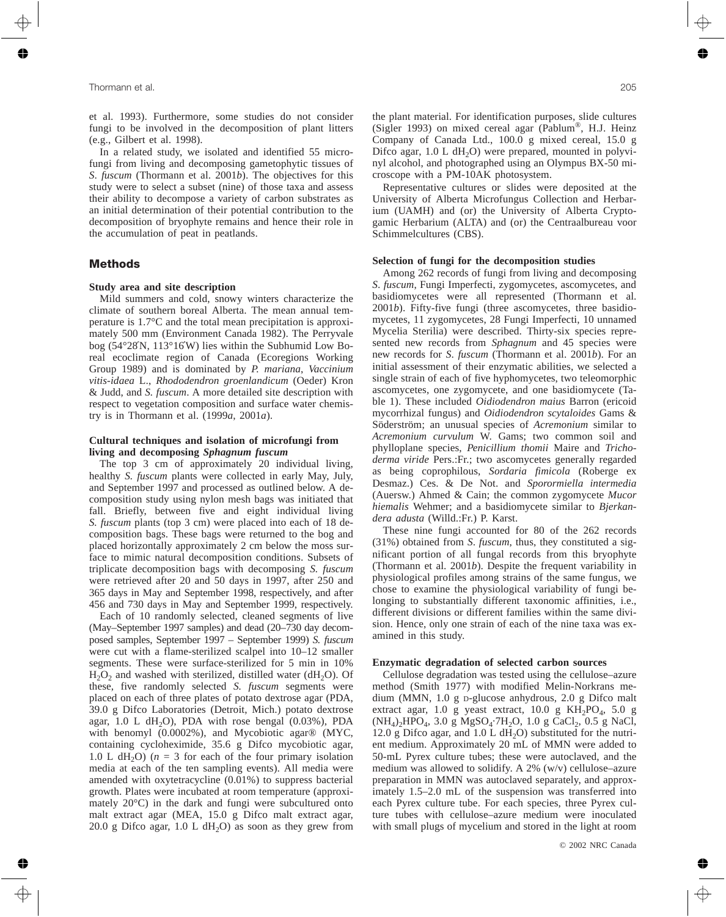et al. 1993). Furthermore, some studies do not consider fungi to be involved in the decomposition of plant litters (e.g., Gilbert et al. 1998).

In a related study, we isolated and identified 55 microfungi from living and decomposing gametophytic tissues of *S. fuscum* (Thormann et al. 2001*b*). The objectives for this study were to select a subset (nine) of those taxa and assess their ability to decompose a variety of carbon substrates as an initial determination of their potential contribution to the decomposition of bryophyte remains and hence their role in the accumulation of peat in peatlands.

## Methods

### Study area and site description

Mild summers and cold, snowy winters characterize the climate of southern boreal Alberta. The mean annual temperature is 1.7°C and the total mean precipitation is approximately 500 mm (Environment Canada 1982). The Perryvale bog (54°28′N, 113°16′W) lies within the Subhumid Low Boreal ecoclimate region of Canada (Ecoregions Working Group 1989) and is dominated by *P. mariana*, *Vaccinium vitis-idaea* L., *Rhododendron groenlandicum* (Oeder) Kron & Judd, and *S. fuscum*. A more detailed site description with respect to vegetation composition and surface water chemistry is in Thormann et al. (1999*a*, 2001*a*).

### Cultural techniques and isolation of microfungi from living and decomposing *Sphagnum fuscum*

The top 3 cm of approximately 20 individual living, healthy *S. fuscum* plants were collected in early May, July, and September 1997 and processed as outlined below. A decomposition study using nylon mesh bags was initiated that fall. Briefly, between five and eight individual living *S. fuscum* plants (top 3 cm) were placed into each of 18 decomposition bags. These bags were returned to the bog and placed horizontally approximately 2 cm below the moss surface to mimic natural decomposition conditions. Subsets of triplicate decomposition bags with decomposing *S. fuscum* were retrieved after 20 and 50 days in 1997, after 250 and 365 days in May and September 1998, respectively, and after 456 and 730 days in May and September 1999, respectively.

Each of 10 randomly selected, cleaned segments of live (May–September 1997 samples) and dead (20–730 day decomposed samples, September 1997 – September 1999) *S. fuscum* were cut with a flame-sterilized scalpel into 10–12 smaller segments. These were surface-sterilized for 5 min in 10% $H_2O_2$ and washed with sterilized, distilled water ($dH_2O$). Of these, five randomly selected *S. fuscum* segments were placed on each of three plates of potato dextrose agar (PDA, 39.0 g Difco Laboratories (Detroit, Mich.) potato dextrose agar, 1.0 L $dH_2O$), PDA with rose bengal (0.03%), PDA with benomyl (0.0002%), and Mycobiotic agar® (MYC, containing cycloheximide, 35.6 g Difco mycobiotic agar, 1.0 L $dH_2O$) ($n = 3$ for each of the four primary isolation media at each of the ten sampling events). All media were amended with oxytetracycline (0.01%) to suppress bacterial growth. Plates were incubated at room temperature (approximately 20°C) in the dark and fungi were subcultured onto malt extract agar (MEA, 15.0 g Difco malt extract agar, 20.0 g Difco agar, 1.0 L $dH_2O$) as soon as they grew from the plant material. For identification purposes, slide cultures (Sigler 1993) on mixed cereal agar (Pablum®, H.J. Heinz Company of Canada Ltd., 100.0 g mixed cereal, 15.0 g Difco agar, 1.0 L $dH_2O$) were prepared, mounted in polyvinyl alcohol, and photographed using an Olympus BX-50 microscope with a PM-10AK photosystem.

Representative cultures or slides were deposited at the University of Alberta Microfungus Collection and Herbarium (UAMH) and (or) the University of Alberta Cryptogamic Herbarium (ALTA) and (or) the Centraalbureau voor Schimmelcultures (CBS).

### Selection of fungi for the decomposition studies

Among 262 records of fungi from living and decomposing *S. fuscum*, Fungi Imperfecti, zygomycetes, ascomycetes, and basidiomycetes were all represented (Thormann et al. 2001*b*). Fifty-five fungi (three ascomycetes, three basidiomycetes, 11 zygomycetes, 28 Fungi Imperfecti, 10 unnamed Mycelia Sterilia) were described. Thirty-six species represented new records from *Sphagnum* and 45 species were new records for *S. fuscum* (Thormann et al. 2001*b*). For an initial assessment of their enzymatic abilities, we selected a single strain of each of five hyphomycetes, two teleomorphic ascomycetes, one zygomycete, and one basidiomycete (Table 1). These included *Oidiodendron maius* Barron (ericoid mycorrhizal fungus) and *Oidiodendron scytaloides* Gams & Söderström; an unusual species of *Acremonium* similar to *Acremonium curvulum* W. Gams; two common soil and phylloplane species, *Penicillium thomii* Maire and *Trichoderma viride* Pers.:Fr.; two ascomycetes generally regarded as being coprophilous, *Sordaria fimicola* (Roberge ex Desmaz.) Ces. & De Not. and *Sporormiella intermedia* (Auersw.) Ahmed & Cain; the common zygomycete *Mucor hiemalis* Wehmer; and a basidiomycete similar to *Bjerkandera adusta* (Willd.:Fr.) P. Karst.

These nine fungi accounted for 80 of the 262 records (31%) obtained from *S. fuscum*, thus, they constituted a significant portion of all fungal records from this bryophyte (Thormann et al. 2001*b*). Despite the frequent variability in physiological profiles among strains of the same fungus, we chose to examine the physiological variability of fungi belonging to substantially different taxonomic affinities, i.e., different divisions or different families within the same division. Hence, only one strain of each of the nine taxa was examined in this study.

### Enzymatic degradation of selected carbon sources

Cellulose degradation was tested using the cellulose–azure method (Smith 1977) with modified Melin-Norkrans medium (MMN, 1.0 g D-glucose anhydrous, 2.0 g Difco malt extract agar, 1.0 g yeast extract, 10.0 g $KH_2PO_4$, 5.0 g $(NH_4)_2HPO_4$, 3.0 g $MgSO_4{\cdot}7H_2O$, 1.0 g $CaCl_2$, 0.5 g NaCl, 12.0 g Difco agar, and 1.0 L $dH_2O$) substituted for the nutrient medium. Approximately 20 mL of MMN were added to 50-mL Pyrex culture tubes; these were autoclaved, and the medium was allowed to solidify. A 2% (w/v) cellulose–azure preparation in MMN was autoclaved separately, and approximately 1.5–2.0 mL of the suspension was transferred into each Pyrex culture tube. For each species, three Pyrex culture tubes with cellulose–azure medium were inoculated with small plugs of mycelium and stored in the light at room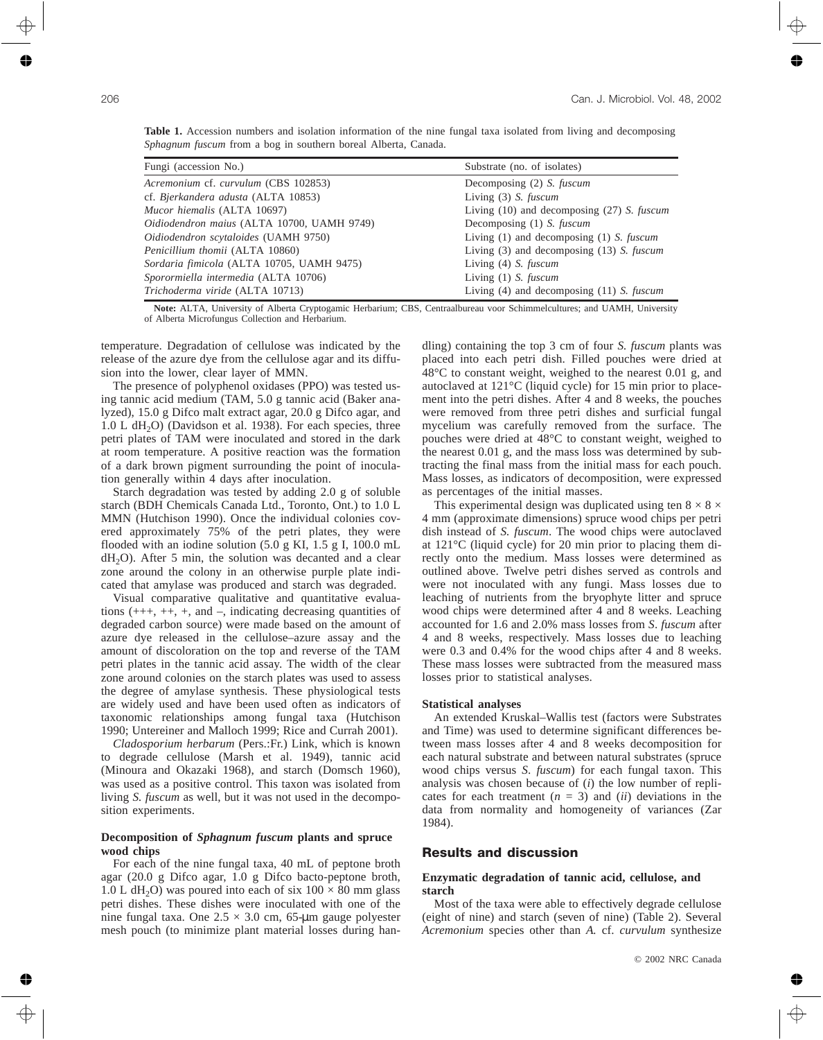**Table 1.** Accession numbers and isolation information of the nine fungal taxa isolated from living and decomposing *Sphagnum fuscum* from a bog in southern boreal Alberta, Canada.

| Fungi (accession No.) | Substrate (no. of isolates) |
|---|---|
| *Acremonium* cf. *curvulum* (CBS 102853) | Decomposing (2) *S. fuscum* |
| cf. *Bjerkandera adusta* (ALTA 10853) | Living (3) *S. fuscum* |
| *Mucor hiemalis* (ALTA 10697) | Living (10) and decomposing (27) *S. fuscum* |
| *Oidiodendron maius* (ALTA 10700, UAMH 9749) | Decomposing (1) *S. fuscum* |
| *Oidiodendron scytaloides* (UAMH 9750) | Living (1) and decomposing (1) *S. fuscum* |
| *Penicillium thomii* (ALTA 10860) | Living (3) and decomposing (13) *S. fuscum* |
| *Sordaria fimicola* (ALTA 10705, UAMH 9475) | Living (4) *S. fuscum* |
| *Sporormiella intermedia* (ALTA 10706) | Living (1) *S. fuscum* |
| *Trichoderma viride* (ALTA 10713) | Living (4) and decomposing (11) *S. fuscum* |

**Note:** ALTA, University of Alberta Cryptogamic Herbarium; CBS, Centraalbureau voor Schimmelcultures; and UAMH, University of Alberta Microfungus Collection and Herbarium.

temperature. Degradation of cellulose was indicated by the release of the azure dye from the cellulose agar and its diffusion into the lower, clear layer of MMN.

The presence of polyphenol oxidases (PPO) was tested using tannic acid medium (TAM, 5.0 g tannic acid (Baker analyzed), 15.0 g Difco malt extract agar, 20.0 g Difco agar, and 1.0 L $dH_2O$) (Davidson et al. 1938). For each species, three petri plates of TAM were inoculated and stored in the dark at room temperature. A positive reaction was the formation of a dark brown pigment surrounding the point of inoculation generally within 4 days after inoculation.

Starch degradation was tested by adding 2.0 g of soluble starch (BDH Chemicals Canada Ltd., Toronto, Ont.) to 1.0 L MMN (Hutchison 1990). Once the individual colonies covered approximately 75% of the petri plates, they were flooded with an iodine solution (5.0 g KI, 1.5 g I, 100.0 mL $dH_2O$). After 5 min, the solution was decanted and a clear zone around the colony in an otherwise purple plate indicated that amylase was produced and starch was degraded.

Visual comparative qualitative and quantitative evaluations (+++, ++, +, and –, indicating decreasing quantities of degraded carbon source) were made based on the amount of azure dye released in the cellulose–azure assay and the amount of discoloration on the top and reverse of the TAM petri plates in the tannic acid assay. The width of the clear zone around colonies on the starch plates was used to assess the degree of amylase synthesis. These physiological tests are widely used and have been used often as indicators of taxonomic relationships among fungal taxa (Hutchison 1990; Untereiner and Malloch 1999; Rice and Currah 2001).

*Cladosporium herbarum* (Pers.:Fr.) Link, which is known to degrade cellulose (Marsh et al. 1949), tannic acid (Minoura and Okazaki 1968), and starch (Domsch 1960), was used as a positive control. This taxon was isolated from living *S. fuscum* as well, but it was not used in the decomposition experiments.

### Decomposition of *Sphagnum fuscum* plants and spruce wood chips

For each of the nine fungal taxa, 40 mL of peptone broth agar (20.0 g Difco agar, 1.0 g Difco bacto-peptone broth, 1.0 L $dH_2O$) was poured into each of six 100 × 80 mm glass petri dishes. These dishes were inoculated with one of the nine fungal taxa. One 2.5 × 3.0 cm, 65-μm gauge polyester mesh pouch (to minimize plant material losses during handling) containing the top 3 cm of four *S. fuscum* plants was placed into each petri dish. Filled pouches were dried at 48°C to constant weight, weighed to the nearest 0.01 g, and autoclaved at 121°C (liquid cycle) for 15 min prior to placement into the petri dishes. After 4 and 8 weeks, the pouches were removed from three petri dishes and surficial fungal mycelium was carefully removed from the surface. The pouches were dried at 48°C to constant weight, weighed to the nearest 0.01 g, and the mass loss was determined by subtracting the final mass from the initial mass for each pouch. Mass losses, as indicators of decomposition, were expressed as percentages of the initial masses.

This experimental design was duplicated using ten 8 × 8 × 4 mm (approximate dimensions) spruce wood chips per petri dish instead of *S. fuscum*. The wood chips were autoclaved at 121°C (liquid cycle) for 20 min prior to placing them directly onto the medium. Mass losses were determined as outlined above. Twelve petri dishes served as controls and were not inoculated with any fungi. Mass losses due to leaching of nutrients from the bryophyte litter and spruce wood chips were determined after 4 and 8 weeks. Leaching accounted for 1.6 and 2.0% mass losses from *S. fuscum* after 4 and 8 weeks, respectively. Mass losses due to leaching were 0.3 and 0.4% for the wood chips after 4 and 8 weeks. These mass losses were subtracted from the measured mass losses prior to statistical analyses.

### Statistical analyses

An extended Kruskal–Wallis test (factors were Substrates and Time) was used to determine significant differences between mass losses after 4 and 8 weeks decomposition for each natural substrate and between natural substrates (spruce wood chips versus *S. fuscum*) for each fungal taxon. This analysis was chosen because of (*i*) the low number of replicates for each treatment ($n = 3$) and (*ii*) deviations in the data from normality and homogeneity of variances (Zar 1984).

## Results and discussion

### Enzymatic degradation of tannic acid, cellulose, and starch

Most of the taxa were able to effectively degrade cellulose (eight of nine) and starch (seven of nine) (Table 2). Several *Acremonium* species other than *A.* cf. *curvulum* synthesize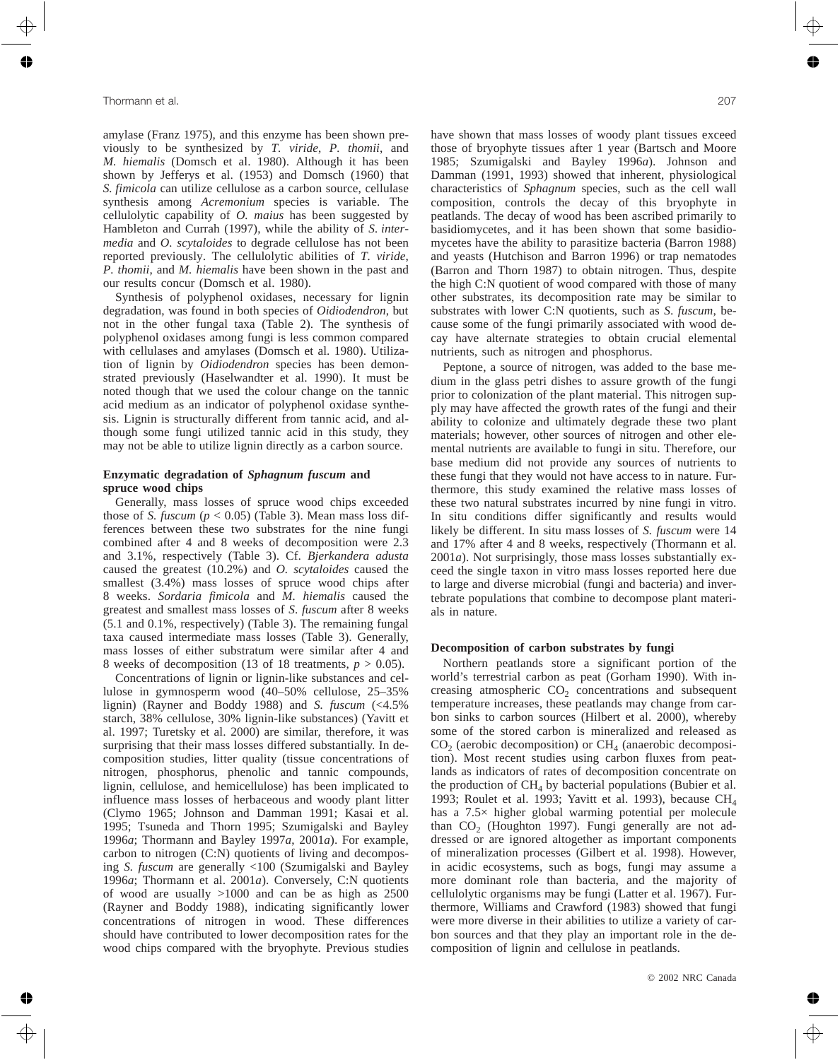amylase (Franz 1975), and this enzyme has been shown previously to be synthesized by *T. viride*, *P. thomii*, and *M. hiemalis* (Domsch et al. 1980). Although it has been shown by Jefferys et al. (1953) and Domsch (1960) that *S. fimicola* can utilize cellulose as a carbon source, cellulase synthesis among *Acremonium* species is variable. The cellulolytic capability of *O. maius* has been suggested by Hambleton and Currah (1997), while the ability of *S. intermedia* and *O. scytaloides* to degrade cellulose has not been reported previously. The cellulolytic abilities of *T. viride*, *P. thomii*, and *M. hiemalis* have been shown in the past and our results concur (Domsch et al. 1980).

Synthesis of polyphenol oxidases, necessary for lignin degradation, was found in both species of *Oidiodendron*, but not in the other fungal taxa (Table 2). The synthesis of polyphenol oxidases among fungi is less common compared with cellulases and amylases (Domsch et al. 1980). Utilization of lignin by *Oidiodendron* species has been demonstrated previously (Haselwandter et al. 1990). It must be noted though that we used the colour change on the tannic acid medium as an indicator of polyphenol oxidase synthesis. Lignin is structurally different from tannic acid, and although some fungi utilized tannic acid in this study, they may not be able to utilize lignin directly as a carbon source.

### Enzymatic degradation of *Sphagnum fuscum* and spruce wood chips

Generally, mass losses of spruce wood chips exceeded those of *S. fuscum* ($p < 0.05$) (Table 3). Mean mass loss differences between these two substrates for the nine fungi combined after 4 and 8 weeks of decomposition were 2.3 and 3.1%, respectively (Table 3). Cf. *Bjerkandera adusta* caused the greatest (10.2%) and *O. scytaloides* caused the smallest (3.4%) mass losses of spruce wood chips after 8 weeks. *Sordaria fimicola* and *M. hiemalis* caused the greatest and smallest mass losses of *S. fuscum* after 8 weeks (5.1 and 0.1%, respectively) (Table 3). The remaining fungal taxa caused intermediate mass losses (Table 3). Generally, mass losses of either substratum were similar after 4 and 8 weeks of decomposition (13 of 18 treatments, $p > 0.05$).

Concentrations of lignin or lignin-like substances and cellulose in gymnosperm wood (40–50% cellulose, 25–35% lignin) (Rayner and Boddy 1988) and *S. fuscum* (<4.5% starch, 38% cellulose, 30% lignin-like substances) (Yavitt et al. 1997; Turetsky et al. 2000) are similar, therefore, it was surprising that their mass losses differed substantially. In decomposition studies, litter quality (tissue concentrations of nitrogen, phosphorus, phenolic and tannic compounds, lignin, cellulose, and hemicellulose) has been implicated to influence mass losses of herbaceous and woody plant litter (Clymo 1965; Johnson and Damman 1991; Kasai et al. 1995; Tsuneda and Thorn 1995; Szumigalski and Bayley 1996*a*; Thormann and Bayley 1997*a*, 2001*a*). For example, carbon to nitrogen (C:N) quotients of living and decomposing *S. fuscum* are generally <100 (Szumigalski and Bayley 1996*a*; Thormann et al. 2001*a*). Conversely, C:N quotients of wood are usually >1000 and can be as high as 2500 (Rayner and Boddy 1988), indicating significantly lower concentrations of nitrogen in wood. These differences should have contributed to lower decomposition rates for the wood chips compared with the bryophyte. Previous studies have shown that mass losses of woody plant tissues exceed those of bryophyte tissues after 1 year (Bartsch and Moore 1985; Szumigalski and Bayley 1996*a*). Johnson and Damman (1991, 1993) showed that inherent, physiological characteristics of *Sphagnum* species, such as the cell wall composition, controls the decay of this bryophyte in peatlands. The decay of wood has been ascribed primarily to basidiomycetes, and it has been shown that some basidiomycetes have the ability to parasitize bacteria (Barron 1988) and yeasts (Hutchison and Barron 1996) or trap nematodes (Barron and Thorn 1987) to obtain nitrogen. Thus, despite the high C:N quotient of wood compared with those of many other substrates, its decomposition rate may be similar to substrates with lower C:N quotients, such as *S. fuscum*, because some of the fungi primarily associated with wood decay have alternate strategies to obtain crucial elemental nutrients, such as nitrogen and phosphorus.

Peptone, a source of nitrogen, was added to the base medium in the glass petri dishes to assure growth of the fungi prior to colonization of the plant material. This nitrogen supply may have affected the growth rates of the fungi and their ability to colonize and ultimately degrade these two plant materials; however, other sources of nitrogen and other elemental nutrients are available to fungi in situ. Therefore, our base medium did not provide any sources of nutrients to these fungi that they would not have access to in nature. Furthermore, this study examined the relative mass losses of these two natural substrates incurred by nine fungi in vitro. In situ conditions differ significantly and results would likely be different. In situ mass losses of *S. fuscum* were 14 and 17% after 4 and 8 weeks, respectively (Thormann et al. 2001*a*). Not surprisingly, those mass losses substantially exceed the single taxon in vitro mass losses reported here due to large and diverse microbial (fungi and bacteria) and invertebrate populations that combine to decompose plant materials in nature.

### Decomposition of carbon substrates by fungi

Northern peatlands store a significant portion of the world's terrestrial carbon as peat (Gorham 1990). With increasing atmospheric $CO_2$ concentrations and subsequent temperature increases, these peatlands may change from carbon sinks to carbon sources (Hilbert et al. 2000), whereby some of the stored carbon is mineralized and released as $CO_2$ (aerobic decomposition) or $CH_4$ (anaerobic decomposition). Most recent studies using carbon fluxes from peatlands as indicators of rates of decomposition concentrate on the production of $CH_4$ by bacterial populations (Bubier et al. 1993; Roulet et al. 1993; Yavitt et al. 1993), because $CH_4$ has a 7.5× higher global warming potential per molecule than $CO_2$ (Houghton 1997). Fungi generally are not addressed or are ignored altogether as important components of mineralization processes (Gilbert et al. 1998). However, in acidic ecosystems, such as bogs, fungi may assume a more dominant role than bacteria, and the majority of cellulolytic organisms may be fungi (Latter et al. 1967). Furthermore, Williams and Crawford (1983) showed that fungi were more diverse in their abilities to utilize a variety of carbon sources and that they play an important role in the decomposition of lignin and cellulose in peatlands.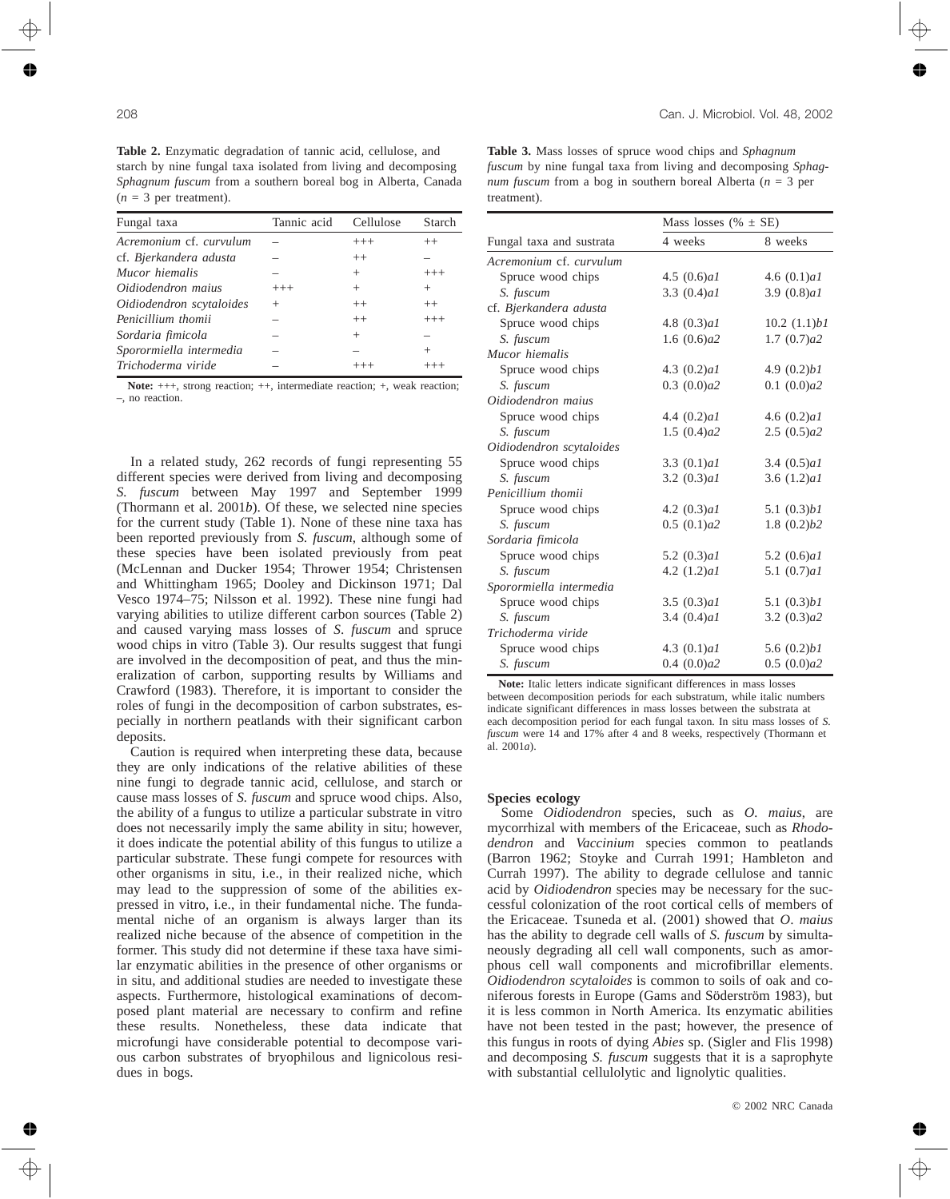**Table 2.** Enzymatic degradation of tannic acid, cellulose, and starch by nine fungal taxa isolated from living and decomposing *Sphagnum fuscum* from a southern boreal bog in Alberta, Canada ($n = 3$ per treatment).

| Fungal taxa | Tannic acid | Cellulose | Starch |
|---|---|---|---|
| *Acremonium* cf. *curvulum* | – | +++ | ++ |
| cf. *Bjerkandera adusta* | – | ++ | – |
| *Mucor hiemalis* | – | + | +++ |
| *Oidiodendron maius* | +++ | + | + |
| *Oidiodendron scytaloides* | + | ++ | ++ |
| *Penicillium thomii* | – | ++ | +++ |
| *Sordaria fimicola* | – | + | – |
| *Sporormiella intermedia* | – | – | + |
| *Trichoderma viride* | – | +++ | +++ |

**Note:** +++, strong reaction; ++, intermediate reaction; +, weak reaction; –, no reaction.

**Table 3.** Mass losses of spruce wood chips and *Sphagnum fuscum* by nine fungal taxa from living and decomposing *Sphagnum fuscum* from a bog in southern boreal Alberta ($n = 3$ per treatment).

| | Mass losses (% ± SE) | |
|---|---|---|
| Fungal taxa and sustrata | 4 weeks | 8 weeks |
| *Acremonium* cf. *curvulum* | | |
| Spruce wood chips | 4.5 (0.6)*a1* | 4.6 (0.1)*a1* |
| *S. fuscum* | 3.3 (0.4)*a1* | 3.9 (0.8)*a1* |
| cf. *Bjerkandera adusta* | | |
| Spruce wood chips | 4.8 (0.3)*a1* | 10.2 (1.1)*b1* |
| *S. fuscum* | 1.6 (0.6)*a2* | 1.7 (0.7)*a2* |
| *Mucor hiemalis* | | |
| Spruce wood chips | 4.3 (0.2)*a1* | 4.9 (0.2)*b1* |
| *S. fuscum* | 0.3 (0.0)*a2* | 0.1 (0.0)*a2* |
| *Oidiodendron maius* | | |
| Spruce wood chips | 4.4 (0.2)*a1* | 4.6 (0.2)*a1* |
| *S. fuscum* | 1.5 (0.4)*a2* | 2.5 (0.5)*a2* |
| *Oidiodendron scytaloides* | | |
| Spruce wood chips | 3.3 (0.1)*a1* | 3.4 (0.5)*a1* |
| *S. fuscum* | 3.2 (0.3)*a1* | 3.6 (1.2)*a1* |
| *Penicillium thomii* | | |
| Spruce wood chips | 4.2 (0.3)*a1* | 5.1 (0.3)*b1* |
| *S. fuscum* | 0.5 (0.1)*a2* | 1.8 (0.2)*b2* |
| *Sordaria fimicola* | | |
| Spruce wood chips | 5.2 (0.3)*a1* | 5.2 (0.6)*a1* |
| *S. fuscum* | 4.2 (1.2)*a1* | 5.1 (0.7)*a1* |
| *Sporormiella intermedia* | | |
| Spruce wood chips | 3.5 (0.3)*a1* | 5.1 (0.3)*b1* |
| *S. fuscum* | 3.4 (0.4)*a1* | 3.2 (0.3)*a2* |
| *Trichoderma viride* | | |
| Spruce wood chips | 4.3 (0.1)*a1* | 5.6 (0.2)*b1* |
| *S. fuscum* | 0.4 (0.0)*a2* | 0.5 (0.0)*a2* |

**Note:** Italic letters indicate significant differences in mass losses between decomposition periods for each substratum, while italic numbers indicate significant differences in mass losses between the substrata at each decomposition period for each fungal taxon. In situ mass losses of *S. fuscum* were 14 and 17% after 4 and 8 weeks, respectively (Thormann et al. 2001*a*).

In a related study, 262 records of fungi representing 55 different species were derived from living and decomposing *S. fuscum* between May 1997 and September 1999 (Thormann et al. 2001*b*). Of these, we selected nine species for the current study (Table 1). None of these nine taxa has been reported previously from *S. fuscum*, although some of these species have been isolated previously from peat (McLennan and Ducker 1954; Thrower 1954; Christensen and Whittingham 1965; Dooley and Dickinson 1971; Dal Vesco 1974–75; Nilsson et al. 1992). These nine fungi had varying abilities to utilize different carbon sources (Table 2) and caused varying mass losses of *S. fuscum* and spruce wood chips in vitro (Table 3). Our results suggest that fungi are involved in the decomposition of peat, and thus the mineralization of carbon, supporting results by Williams and Crawford (1983). Therefore, it is important to consider the roles of fungi in the decomposition of carbon substrates, especially in northern peatlands with their significant carbon deposits.

Caution is required when interpreting these data, because they are only indications of the relative abilities of these nine fungi to degrade tannic acid, cellulose, and starch or cause mass losses of *S. fuscum* and spruce wood chips. Also, the ability of a fungus to utilize a particular substrate in vitro does not necessarily imply the same ability in situ; however, it does indicate the potential ability of this fungus to utilize a particular substrate. These fungi compete for resources with other organisms in situ, i.e., in their realized niche, which may lead to the suppression of some of the abilities expressed in vitro, i.e., in their fundamental niche. The fundamental niche of an organism is always larger than its realized niche because of the absence of competition in the former. This study did not determine if these taxa have similar enzymatic abilities in the presence of other organisms or in situ, and additional studies are needed to investigate these aspects. Furthermore, histological examinations of decomposed plant material are necessary to confirm and refine these results. Nonetheless, these data indicate that microfungi have considerable potential to decompose various carbon substrates of bryophilous and lignicolous residues in bogs.

### Species ecology

Some *Oidiodendron* species, such as *O. maius*, are mycorrhizal with members of the Ericaceae, such as *Rhododendron* and *Vaccinium* species common to peatlands (Barron 1962; Stoyke and Currah 1991; Hambleton and Currah 1997). The ability to degrade cellulose and tannic acid by *Oidiodendron* species may be necessary for the successful colonization of the root cortical cells of members of the Ericaceae. Tsuneda et al. (2001) showed that *O. maius* has the ability to degrade cell walls of *S. fuscum* by simultaneously degrading all cell wall components, such as amorphous cell wall components and microfibrillar elements. *Oidiodendron scytaloides* is common to soils of oak and coniferous forests in Europe (Gams and Söderström 1983), but it is less common in North America. Its enzymatic abilities have not been tested in the past; however, the presence of this fungus in roots of dying *Abies* sp. (Sigler and Flis 1998) and decomposing *S. fuscum* suggests that it is a saprophyte with substantial cellulolytic and lignolytic qualities.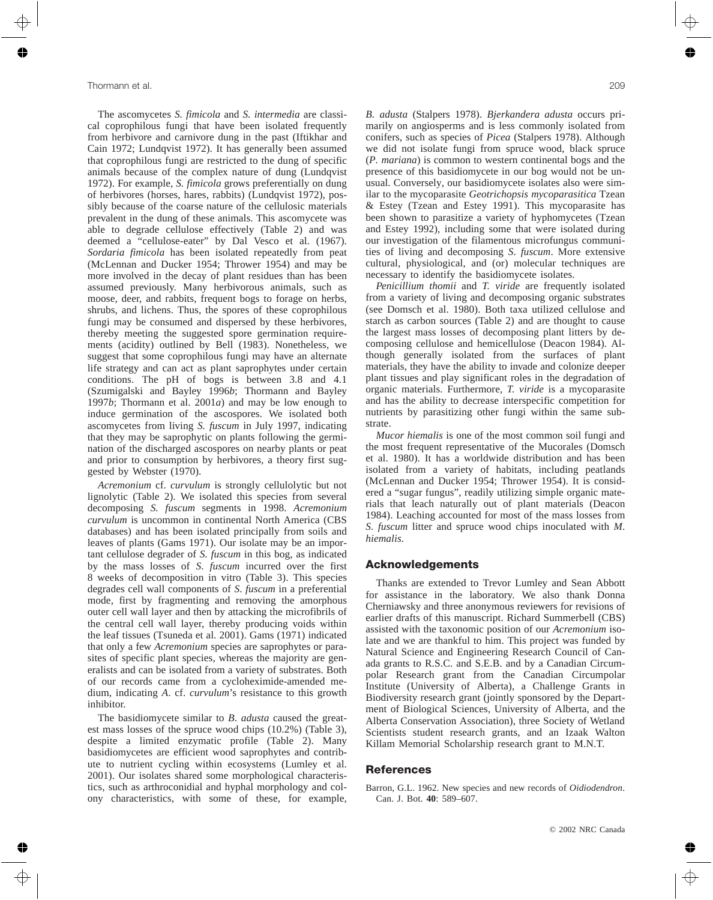The ascomycetes *S. fimicola* and *S. intermedia* are classical coprophilous fungi that have been isolated frequently from herbivore and carnivore dung in the past (Iftikhar and Cain 1972; Lundqvist 1972). It has generally been assumed that coprophilous fungi are restricted to the dung of specific animals because of the complex nature of dung (Lundqvist 1972). For example, *S. fimicola* grows preferentially on dung of herbivores (horses, hares, rabbits) (Lundqvist 1972), possibly because of the coarse nature of the cellulosic materials prevalent in the dung of these animals. This ascomycete was able to degrade cellulose effectively (Table 2) and was deemed a "cellulose-eater" by Dal Vesco et al. (1967). *Sordaria fimicola* has been isolated repeatedly from peat (McLennan and Ducker 1954; Thrower 1954) and may be more involved in the decay of plant residues than has been assumed previously. Many herbivorous animals, such as moose, deer, and rabbits, frequent bogs to forage on herbs, shrubs, and lichens. Thus, the spores of these coprophilous fungi may be consumed and dispersed by these herbivores, thereby meeting the suggested spore germination requirements (acidity) outlined by Bell (1983). Nonetheless, we suggest that some coprophilous fungi may have an alternate life strategy and can act as plant saprophytes under certain conditions. The pH of bogs is between 3.8 and 4.1 (Szumigalski and Bayley 1996*b*; Thormann and Bayley 1997*b*; Thormann et al. 2001*a*) and may be low enough to induce germination of the ascospores. We isolated both ascomycetes from living *S. fuscum* in July 1997, indicating that they may be saprophytic on plants following the germination of the discharged ascospores on nearby plants or peat and prior to consumption by herbivores, a theory first suggested by Webster (1970).

*Acremonium* cf. *curvulum* is strongly cellulolytic but not lignolytic (Table 2). We isolated this species from several decomposing *S. fuscum* segments in 1998. *Acremonium curvulum* is uncommon in continental North America (CBS databases) and has been isolated principally from soils and leaves of plants (Gams 1971). Our isolate may be an important cellulose degrader of *S. fuscum* in this bog, as indicated by the mass losses of *S. fuscum* incurred over the first 8 weeks of decomposition in vitro (Table 3). This species degrades cell wall components of *S. fuscum* in a preferential mode, first by fragmenting and removing the amorphous outer cell wall layer and then by attacking the microfibrils of the central cell wall layer, thereby producing voids within the leaf tissues (Tsuneda et al. 2001). Gams (1971) indicated that only a few *Acremonium* species are saprophytes or parasites of specific plant species, whereas the majority are generalists and can be isolated from a variety of substrates. Both of our records came from a cycloheximide-amended medium, indicating *A*. cf. *curvulum*'s resistance to this growth inhibitor.

The basidiomycete similar to *B. adusta* caused the greatest mass losses of the spruce wood chips (10.2%) (Table 3), despite a limited enzymatic profile (Table 2). Many basidiomycetes are efficient wood saprophytes and contribute to nutrient cycling within ecosystems (Lumley et al. 2001). Our isolates shared some morphological characteristics, such as arthroconidial and hyphal morphology and colony characteristics, with some of these, for example, *B. adusta* (Stalpers 1978). *Bjerkandera adusta* occurs primarily on angiosperms and is less commonly isolated from conifers, such as species of *Picea* (Stalpers 1978). Although we did not isolate fungi from spruce wood, black spruce (*P. mariana*) is common to western continental bogs and the presence of this basidiomycete in our bog would not be unusual. Conversely, our basidiomycete isolates also were similar to the mycoparasite *Geotrichopsis mycoparasitica* Tzean & Estey (Tzean and Estey 1991). This mycoparasite has been shown to parasitize a variety of hyphomycetes (Tzean and Estey 1992), including some that were isolated during our investigation of the filamentous microfungus communities of living and decomposing *S. fuscum*. More extensive cultural, physiological, and (or) molecular techniques are necessary to identify the basidiomycete isolates.

*Penicillium thomii* and *T. viride* are frequently isolated from a variety of living and decomposing organic substrates (see Domsch et al. 1980). Both taxa utilized cellulose and starch as carbon sources (Table 2) and are thought to cause the largest mass losses of decomposing plant litters by decomposing cellulose and hemicellulose (Deacon 1984). Although generally isolated from the surfaces of plant materials, they have the ability to invade and colonize deeper plant tissues and play significant roles in the degradation of organic materials. Furthermore, *T. viride* is a mycoparasite and has the ability to decrease interspecific competition for nutrients by parasitizing other fungi within the same substrate.

*Mucor hiemalis* is one of the most common soil fungi and the most frequent representative of the Mucorales (Domsch et al. 1980). It has a worldwide distribution and has been isolated from a variety of habitats, including peatlands (McLennan and Ducker 1954; Thrower 1954). It is considered a "sugar fungus", readily utilizing simple organic materials that leach naturally out of plant materials (Deacon 1984). Leaching accounted for most of the mass losses from *S. fuscum* litter and spruce wood chips inoculated with *M. hiemalis*.

## Acknowledgements

Thanks are extended to Trevor Lumley and Sean Abbott for assistance in the laboratory. We also thank Donna Cherniawsky and three anonymous reviewers for revisions of earlier drafts of this manuscript. Richard Summerbell (CBS) assisted with the taxonomic position of our *Acremonium* isolate and we are thankful to him. This project was funded by Natural Science and Engineering Research Council of Canada grants to R.S.C. and S.E.B. and by a Canadian Circumpolar Research grant from the Canadian Circumpolar Institute (University of Alberta), a Challenge Grants in Biodiversity research grant (jointly sponsored by the Department of Biological Sciences, University of Alberta, and the Alberta Conservation Association), three Society of Wetland Scientists student research grants, and an Izaak Walton Killam Memorial Scholarship research grant to M.N.T.

## References

Barron, G.L. 1962. New species and new records of *Oidiodendron*. Can. J. Bot. **40**: 589–607.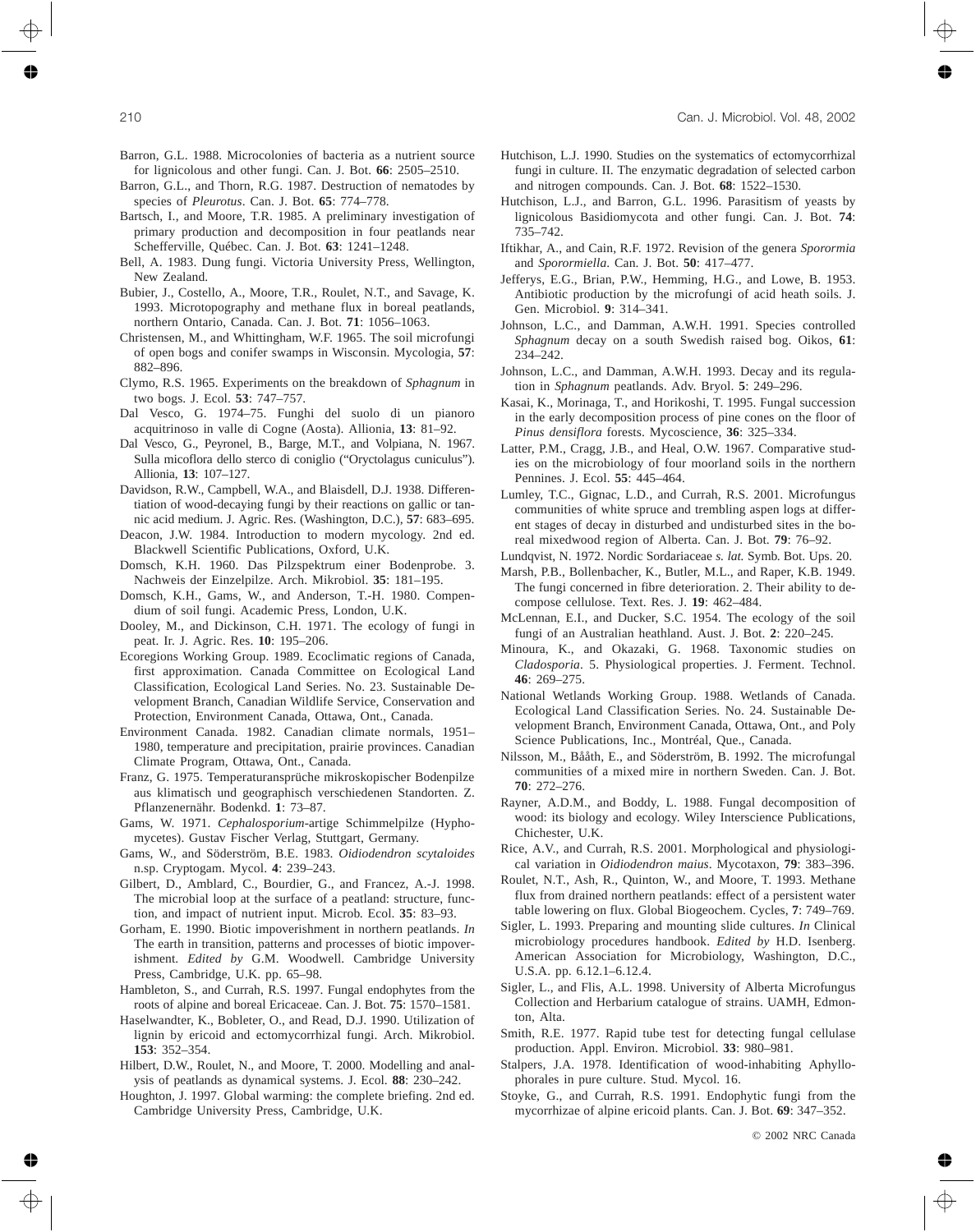Barron, G.L. 1988. Microcolonies of bacteria as a nutrient source for lignicolous and other fungi. Can. J. Bot. **66**: 2505–2510.

Barron, G.L., and Thorn, R.G. 1987. Destruction of nematodes by species of *Pleurotus*. Can. J. Bot. **65**: 774–778.

Bartsch, I., and Moore, T.R. 1985. A preliminary investigation of primary production and decomposition in four peatlands near Schefferville, Québec. Can. J. Bot. **63**: 1241–1248.

Bell, A. 1983. Dung fungi. Victoria University Press, Wellington, New Zealand.

Bubier, J., Costello, A., Moore, T.R., Roulet, N.T., and Savage, K. 1993. Microtopography and methane flux in boreal peatlands, northern Ontario, Canada. Can. J. Bot. **71**: 1056–1063.

Christensen, M., and Whittingham, W.F. 1965. The soil microfungi of open bogs and conifer swamps in Wisconsin. Mycologia, **57**: 882–896.

Clymo, R.S. 1965. Experiments on the breakdown of *Sphagnum* in two bogs. J. Ecol. **53**: 747–757.

Dal Vesco, G. 1974–75. Funghi del suolo di un pianoro acquitrinoso in valle di Cogne (Aosta). Allionia, **13**: 81–92.

Dal Vesco, G., Peyronel, B., Barge, M.T., and Volpiana, N. 1967. Sulla micoflora dello sterco di coniglio ("Oryctolagus cuniculus"). Allionia, **13**: 107–127.

Davidson, R.W., Campbell, W.A., and Blaisdell, D.J. 1938. Differentiation of wood-decaying fungi by their reactions on gallic or tannic acid medium. J. Agric. Res. (Washington, D.C.), **57**: 683–695.

Deacon, J.W. 1984. Introduction to modern mycology. 2nd ed. Blackwell Scientific Publications, Oxford, U.K.

Domsch, K.H. 1960. Das Pilzspektrum einer Bodenprobe. 3. Nachweis der Einzelpilze. Arch. Mikrobiol. **35**: 181–195.

Domsch, K.H., Gams, W., and Anderson, T.-H. 1980. Compendium of soil fungi. Academic Press, London, U.K.

Dooley, M., and Dickinson, C.H. 1971. The ecology of fungi in peat. Ir. J. Agric. Res. **10**: 195–206.

Ecoregions Working Group. 1989. Ecoclimatic regions of Canada, first approximation. Canada Committee on Ecological Land Classification, Ecological Land Series. No. 23. Sustainable Development Branch, Canadian Wildlife Service, Conservation and Protection, Environment Canada, Ottawa, Ont., Canada.

Environment Canada. 1982. Canadian climate normals, 1951–1980, temperature and precipitation, prairie provinces. Canadian Climate Program, Ottawa, Ont., Canada.

Franz, G. 1975. Temperaturansprüche mikroskopischer Bodenpilze aus klimatisch und geographisch verschiedenen Standorten. Z. Pflanzenernähr. Bodenkd. **1**: 73–87.

Gams, W. 1971. *Cephalosporium*-artige Schimmelpilze (Hyphomycetes). Gustav Fischer Verlag, Stuttgart, Germany.

Gams, W., and Söderström, B.E. 1983. *Oidiodendron scytaloides* n.sp. Cryptogam. Mycol. **4**: 239–243.

Gilbert, D., Amblard, C., Bourdier, G., and Francez, A.-J. 1998. The microbial loop at the surface of a peatland: structure, function, and impact of nutrient input. Microb. Ecol. **35**: 83–93.

Gorham, E. 1990. Biotic impoverishment in northern peatlands. *In* The earth in transition, patterns and processes of biotic impoverishment. *Edited by* G.M. Woodwell. Cambridge University Press, Cambridge, U.K. pp. 65–98.

Hambleton, S., and Currah, R.S. 1997. Fungal endophytes from the roots of alpine and boreal Ericaceae. Can. J. Bot. **75**: 1570–1581.

Haselwandter, K., Bobleter, O., and Read, D.J. 1990. Utilization of lignin by ericoid and ectomycorrhizal fungi. Arch. Mikrobiol. **153**: 352–354.

Hilbert, D.W., Roulet, N., and Moore, T. 2000. Modelling and analysis of peatlands as dynamical systems. J. Ecol. **88**: 230–242.

Houghton, J. 1997. Global warming: the complete briefing. 2nd ed. Cambridge University Press, Cambridge, U.K.

Hutchison, L.J. 1990. Studies on the systematics of ectomycorrhizal fungi in culture. II. The enzymatic degradation of selected carbon and nitrogen compounds. Can. J. Bot. **68**: 1522–1530.

Hutchison, L.J., and Barron, G.L. 1996. Parasitism of yeasts by lignicolous Basidiomycota and other fungi. Can. J. Bot. **74**: 735–742.

Iftikhar, A., and Cain, R.F. 1972. Revision of the genera *Sporormia* and *Sporormiella*. Can. J. Bot. **50**: 417–477.

Jefferys, E.G., Brian, P.W., Hemming, H.G., and Lowe, B. 1953. Antibiotic production by the microfungi of acid heath soils. J. Gen. Microbiol. **9**: 314–341.

Johnson, L.C., and Damman, A.W.H. 1991. Species controlled *Sphagnum* decay on a south Swedish raised bog. Oikos, **61**: 234–242.

Johnson, L.C., and Damman, A.W.H. 1993. Decay and its regulation in *Sphagnum* peatlands. Adv. Bryol. **5**: 249–296.

Kasai, K., Morinaga, T., and Horikoshi, T. 1995. Fungal succession in the early decomposition process of pine cones on the floor of *Pinus densiflora* forests. Mycoscience, **36**: 325–334.

Latter, P.M., Cragg, J.B., and Heal, O.W. 1967. Comparative studies on the microbiology of four moorland soils in the northern Pennines. J. Ecol. **55**: 445–464.

Lumley, T.C., Gignac, L.D., and Currah, R.S. 2001. Microfungus communities of white spruce and trembling aspen logs at different stages of decay in disturbed and undisturbed sites in the boreal mixedwood region of Alberta. Can. J. Bot. **79**: 76–92.

Lundqvist, N. 1972. Nordic Sordariaceae *s. lat.* Symb. Bot. Ups. 20.

Marsh, P.B., Bollenbacher, K., Butler, M.L., and Raper, K.B. 1949. The fungi concerned in fibre deterioration. 2. Their ability to decompose cellulose. Text. Res. J. **19**: 462–484.

McLennan, E.I., and Ducker, S.C. 1954. The ecology of the soil fungi of an Australian heathland. Aust. J. Bot. **2**: 220–245.

Minoura, K., and Okazaki, G. 1968. Taxonomic studies on *Cladosporia*. 5. Physiological properties. J. Ferment. Technol. **46**: 269–275.

National Wetlands Working Group. 1988. Wetlands of Canada. Ecological Land Classification Series. No. 24. Sustainable Development Branch, Environment Canada, Ottawa, Ont., and Poly Science Publications, Inc., Montréal, Que., Canada.

Nilsson, M., Bååth, E., and Söderström, B. 1992. The microfungal communities of a mixed mire in northern Sweden. Can. J. Bot. **70**: 272–276.

Rayner, A.D.M., and Boddy, L. 1988. Fungal decomposition of wood: its biology and ecology. Wiley Interscience Publications, Chichester, U.K.

Rice, A.V., and Currah, R.S. 2001. Morphological and physiological variation in *Oidiodendron maius*. Mycotaxon, **79**: 383–396.

Roulet, N.T., Ash, R., Quinton, W., and Moore, T. 1993. Methane flux from drained northern peatlands: effect of a persistent water table lowering on flux. Global Biogeochem. Cycles, **7**: 749–769.

Sigler, L. 1993. Preparing and mounting slide cultures. *In* Clinical microbiology procedures handbook. *Edited by* H.D. Isenberg. American Association for Microbiology, Washington, D.C., U.S.A. pp. 6.12.1–6.12.4.

Sigler, L., and Flis, A.L. 1998. University of Alberta Microfungus Collection and Herbarium catalogue of strains. UAMH, Edmonton, Alta.

Smith, R.E. 1977. Rapid tube test for detecting fungal cellulase production. Appl. Environ. Microbiol. **33**: 980–981.

Stalpers, J.A. 1978. Identification of wood-inhabiting Aphyllophorales in pure culture. Stud. Mycol. 16.

Stoyke, G., and Currah, R.S. 1991. Endophytic fungi from the mycorrhizae of alpine ericoid plants. Can. J. Bot. **69**: 347–352.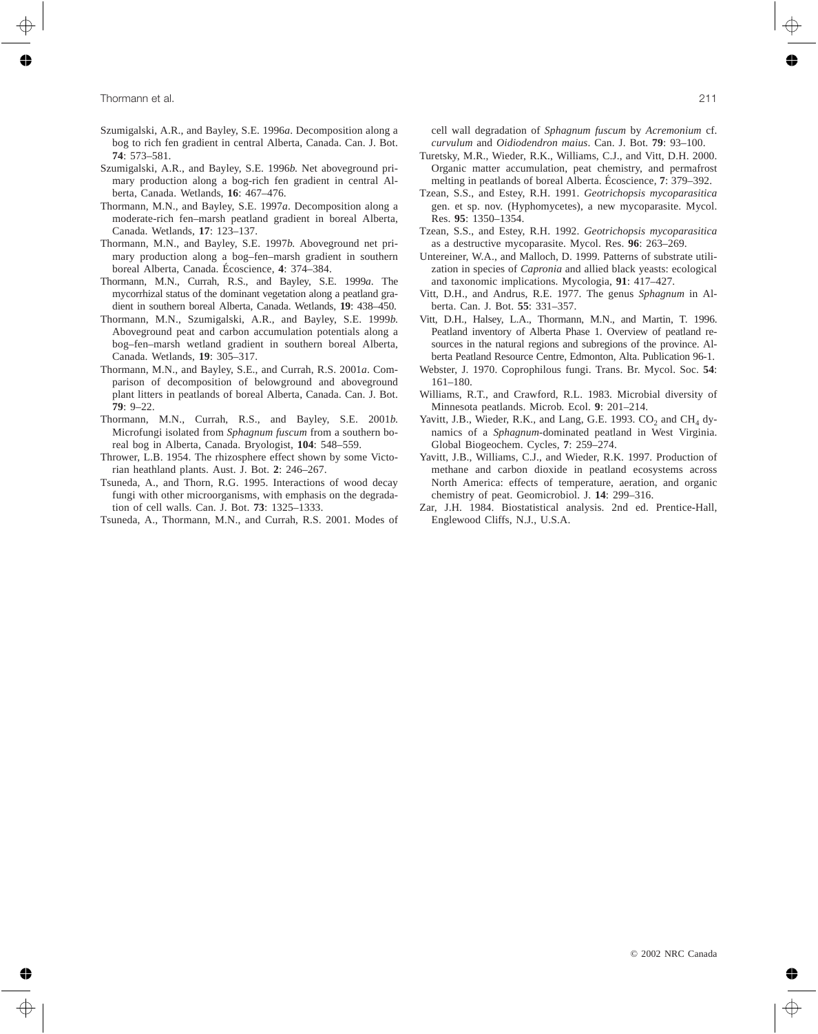Szumigalski, A.R., and Bayley, S.E. 1996*a*. Decomposition along a bog to rich fen gradient in central Alberta, Canada. Can. J. Bot. **74**: 573–581.

Szumigalski, A.R., and Bayley, S.E. 1996*b*. Net aboveground primary production along a bog-rich fen gradient in central Alberta, Canada. Wetlands, **16**: 467–476.

Thormann, M.N., and Bayley, S.E. 1997*a*. Decomposition along a moderate-rich fen–marsh peatland gradient in boreal Alberta, Canada. Wetlands, **17**: 123–137.

Thormann, M.N., and Bayley, S.E. 1997*b*. Aboveground net primary production along a bog–fen–marsh gradient in southern boreal Alberta, Canada. Écoscience, **4**: 374–384.

Thormann, M.N., Currah, R.S., and Bayley, S.E. 1999*a*. The mycorrhizal status of the dominant vegetation along a peatland gradient in southern boreal Alberta, Canada. Wetlands, **19**: 438–450.

Thormann, M.N., Szumigalski, A.R., and Bayley, S.E. 1999*b*. Aboveground peat and carbon accumulation potentials along a bog–fen–marsh wetland gradient in southern boreal Alberta, Canada. Wetlands, **19**: 305–317.

Thormann, M.N., and Bayley, S.E., and Currah, R.S. 2001*a*. Comparison of decomposition of belowground and aboveground plant litters in peatlands of boreal Alberta, Canada. Can. J. Bot. **79**: 9–22.

Thormann, M.N., Currah, R.S., and Bayley, S.E. 2001*b*. Microfungi isolated from *Sphagnum fuscum* from a southern boreal bog in Alberta, Canada. Bryologist, **104**: 548–559.

Thrower, L.B. 1954. The rhizosphere effect shown by some Victorian heathland plants. Aust. J. Bot. **2**: 246–267.

Tsuneda, A., and Thorn, R.G. 1995. Interactions of wood decay fungi with other microorganisms, with emphasis on the degradation of cell walls. Can. J. Bot. **73**: 1325–1333.

Tsuneda, A., Thormann, M.N., and Currah, R.S. 2001. Modes of cell wall degradation of *Sphagnum fuscum* by *Acremonium* cf. *curvulum* and *Oidiodendron maius*. Can. J. Bot. **79**: 93–100.

Turetsky, M.R., Wieder, R.K., Williams, C.J., and Vitt, D.H. 2000. Organic matter accumulation, peat chemistry, and permafrost melting in peatlands of boreal Alberta. Écoscience, **7**: 379–392.

Tzean, S.S., and Estey, R.H. 1991. *Geotrichopsis mycoparasitica* gen. et sp. nov. (Hyphomycetes), a new mycoparasite. Mycol. Res. **95**: 1350–1354.

Tzean, S.S., and Estey, R.H. 1992. *Geotrichopsis mycoparasitica* as a destructive mycoparasite. Mycol. Res. **96**: 263–269.

Untereiner, W.A., and Malloch, D. 1999. Patterns of substrate utilization in species of *Capronia* and allied black yeasts: ecological and taxonomic implications. Mycologia, **91**: 417–427.

Vitt, D.H., and Andrus, R.E. 1977. The genus *Sphagnum* in Alberta. Can. J. Bot. **55**: 331–357.

Vitt, D.H., Halsey, L.A., Thormann, M.N., and Martin, T. 1996. Peatland inventory of Alberta Phase 1. Overview of peatland resources in the natural regions and subregions of the province. Alberta Peatland Resource Centre, Edmonton, Alta. Publication 96-1.

Webster, J. 1970. Coprophilous fungi. Trans. Br. Mycol. Soc. **54**: 161–180.

Williams, R.T., and Crawford, R.L. 1983. Microbial diversity of Minnesota peatlands. Microb. Ecol. **9**: 201–214.

Yavitt, J.B., Wieder, R.K., and Lang, G.E. 1993. $CO_2$ and $CH_4$ dynamics of a *Sphagnum*-dominated peatland in West Virginia. Global Biogeochem. Cycles, **7**: 259–274.

Yavitt, J.B., Williams, C.J., and Wieder, R.K. 1997. Production of methane and carbon dioxide in peatland ecosystems across North America: effects of temperature, aeration, and organic chemistry of peat. Geomicrobiol. J. **14**: 299–316.

Zar, J.H. 1984. Biostatistical analysis. 2nd ed. Prentice-Hall, Englewood Cliffs, N.J., U.S.A.